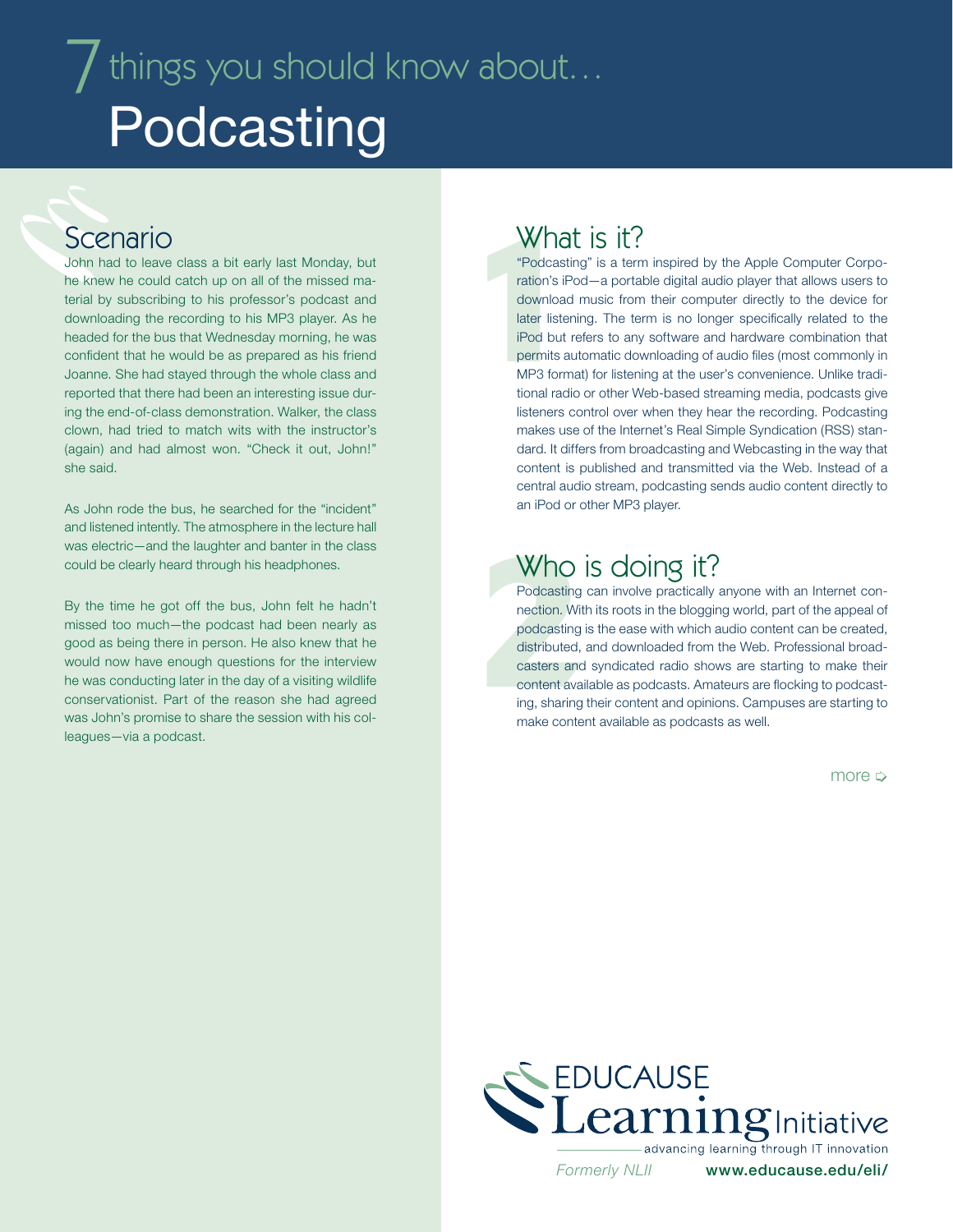# 7 things you should know about… Podcasting

## Scenario

John had to leave class a bit early last Monday, but he knew he could catch up on all of the missed material by subscribing to his professor's podcast and downloading the recording to his MP3 player. As he headed for the bus that Wednesday morning, he was confident that he would be as prepared as his friend Joanne. She had stayed through the whole class and reported that there had been an interesting issue during the end-of-class demonstration. Walker, the class clown, had tried to match wits with the instructor's (again) and had almost won. "Check it out, John!" she said.

As John rode the bus, he searched for the "incident" and listened intently. The atmosphere in the lecture hall was electric—and the laughter and banter in the class could be clearly heard through his headphones.

By the time he got off the bus, John felt he hadn't missed too much—the podcast had been nearly as good as being there in person. He also knew that he would now have enough questions for the interview he was conducting later in the day of a visiting wildlife conservationist. Part of the reason she had agreed was John's promise to share the session with his colleagues—via a podcast.

## 1 What is it?

"Podcasting" is a term inspired by the Apple Computer Corporation's iPod—a portable digital audio player that allows users to download music from their computer directly to the device for later listening. The term is no longer specifically related to the iPod but refers to any software and hardware combination that permits automatic downloading of audio files (most commonly in MP3 format) for listening at the user's convenience. Unlike traditional radio or other Web-based streaming media, podcasts give listeners control over when they hear the recording. Podcasting makes use of the Internet's Real Simple Syndication (RSS) standard. It differs from broadcasting and Webcasting in the way that content is published and transmitted via the Web. Instead of a central audio stream, podcasting sends audio content directly to an iPod or other MP3 player.

## 2 Who is doing it?

Podcasting can involve practically anyone with an Internet connection. With its roots in the blogging world, part of the appeal of podcasting is the ease with which audio content can be created, distributed, and downloaded from the Web. Professional broadcasters and syndicated radio shows are starting to make their content available as podcasts. Amateurs are flocking to podcasting, sharing their content and opinions. Campuses are starting to make content available as podcasts as well.

more ⇨

EDUCAUSE Learning Initiative — advancing learning through IT innovation

*Formerly NLII* **www.educause.edu/eli/**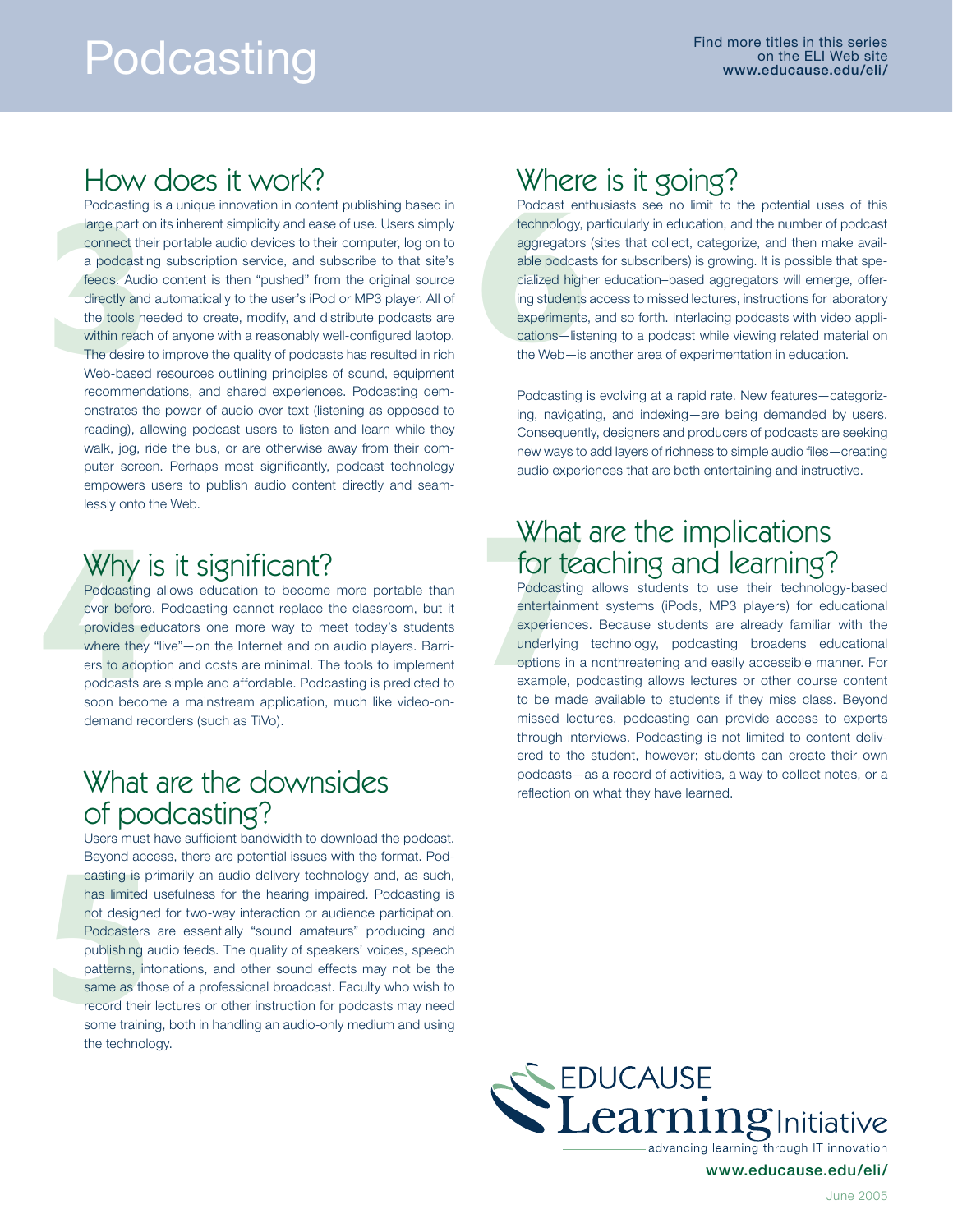# Podcasting

Find more titles in this series on the ELI Web site www.educause.edu/eli/

## How does it work?

Podcasting is a unique innovation in content publishing based in large part on its inherent simplicity and ease of use. Users simply connect their portable audio devices to their computer, log on to a podcasting subscription service, and subscribe to that site's feeds. Audio content is then "pushed" from the original source directly and automatically to the user's iPod or MP3 player. All of the tools needed to create, modify, and distribute podcasts are within reach of anyone with a reasonably well-configured laptop. The desire to improve the quality of podcasts has resulted in rich Web-based resources outlining principles of sound, equipment recommendations, and shared experiences. Podcasting demonstrates the power of audio over text (listening as opposed to reading), allowing podcast users to listen and learn while they walk, jog, ride the bus, or are otherwise away from their computer screen. Perhaps most significantly, podcast technology empowers users to publish audio content directly and seamlessly onto the Web.

## Why is it significant?

Podcasting allows education to become more portable than ever before. Podcasting cannot replace the classroom, but it provides educators one more way to meet today's students where they "live"—on the Internet and on audio players. Barriers to adoption and costs are minimal. The tools to implement podcasts are simple and affordable. Podcasting is predicted to soon become a mainstream application, much like video-on-demand recorders (such as TiVo).

## What are the downsides of podcasting?

Users must have sufficient bandwidth to download the podcast. Beyond access, there are potential issues with the format. Podcasting is primarily an audio delivery technology and, as such, has limited usefulness for the hearing impaired. Podcasting is not designed for two-way interaction or audience participation. Podcasters are essentially "sound amateurs" producing and publishing audio feeds. The quality of speakers' voices, speech patterns, intonations, and other sound effects may not be the same as those of a professional broadcast. Faculty who wish to record their lectures or other instruction for podcasts may need some training, both in handling an audio-only medium and using the technology.

## Where is it going?

Podcast enthusiasts see no limit to the potential uses of this technology, particularly in education, and the number of podcast aggregators (sites that collect, categorize, and then make available podcasts for subscribers) is growing. It is possible that specialized higher education–based aggregators will emerge, offering students access to missed lectures, instructions for laboratory experiments, and so forth. Interlacing podcasts with video applications—listening to a podcast while viewing related material on the Web—is another area of experimentation in education.

Podcasting is evolving at a rapid rate. New features—categorizing, navigating, and indexing—are being demanded by users. Consequently, designers and producers of podcasts are seeking new ways to add layers of richness to simple audio files—creating audio experiences that are both entertaining and instructive.

## What are the implications for teaching and learning?

Podcasting allows students to use their technology-based entertainment systems (iPods, MP3 players) for educational experiences. Because students are already familiar with the underlying technology, podcasting broadens educational options in a nonthreatening and easily accessible manner. For example, podcasting allows lectures or other course content to be made available to students if they miss class. Beyond missed lectures, podcasting can provide access to experts through interviews. Podcasting is not limited to content delivered to the student, however; students can create their own podcasts—as a record of activities, a way to collect notes, or a reflection on what they have learned.

EDUCAUSE Learning Initiative
advancing learning through IT innovation
www.educause.edu/eli/

June 2005